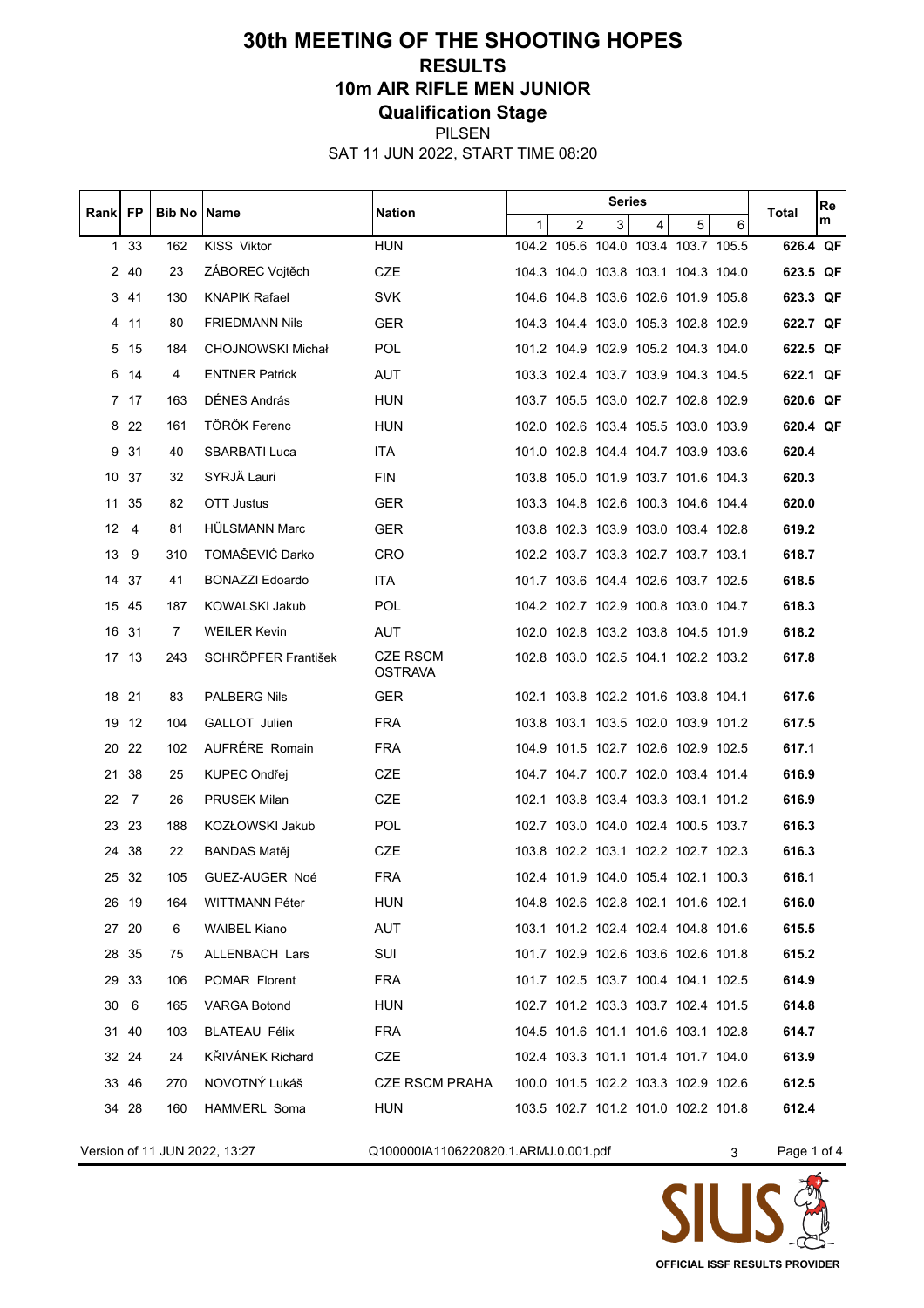# 30th MEETING OF THE SHOOTING HOPES

## RESULTS

## 10m AIR RIFLE MEN JUNIOR

## Qualification Stage

PILSEN

SAT 11 JUN 2022, START TIME 08:20

| Rank | FP | Bib No | Name | Nation | Series | | | | | | Total | Rem |
|---|---|---|---|---|---|---|---|---|---|---|---|---|
| | | | | | 1 | 2 | 3 | 4 | 5 | 6 | | |
| 1 | 33 | 162 | KISS Viktor | HUN | 104.2 | 105.6 | 104.0 | 103.4 | 103.7 | 105.5 | 626.4 | QF |
| 2 | 40 | 23 | ZÁBOREC Vojtěch | CZE | 104.3 | 104.0 | 103.8 | 103.1 | 104.3 | 104.0 | 623.5 | QF |
| 3 | 41 | 130 | KNAPIK Rafael | SVK | 104.6 | 104.8 | 103.6 | 102.6 | 101.9 | 105.8 | 623.3 | QF |
| 4 | 11 | 80 | FRIEDMANN Nils | GER | 104.3 | 104.4 | 103.0 | 105.3 | 102.8 | 102.9 | 622.7 | QF |
| 5 | 15 | 184 | CHOJNOWSKI Michał | POL | 101.2 | 104.9 | 102.9 | 105.2 | 104.3 | 104.0 | 622.5 | QF |
| 6 | 14 | 4 | ENTNER Patrick | AUT | 103.3 | 102.4 | 103.7 | 103.9 | 104.3 | 104.5 | 622.1 | QF |
| 7 | 17 | 163 | DÉNES András | HUN | 103.7 | 105.5 | 103.0 | 102.7 | 102.8 | 102.9 | 620.6 | QF |
| 8 | 22 | 161 | TÖRÖK Ferenc | HUN | 102.0 | 102.6 | 103.4 | 105.5 | 103.0 | 103.9 | 620.4 | QF |
| 9 | 31 | 40 | SBARBATI Luca | ITA | 101.0 | 102.8 | 104.4 | 104.7 | 103.9 | 103.6 | 620.4 | |
| 10 | 37 | 32 | SYRJÄ Lauri | FIN | 103.8 | 105.0 | 101.9 | 103.7 | 101.6 | 104.3 | 620.3 | |
| 11 | 35 | 82 | OTT Justus | GER | 103.3 | 104.8 | 102.6 | 100.3 | 104.6 | 104.4 | 620.0 | |
| 12 | 4 | 81 | HÜLSMANN Marc | GER | 103.8 | 102.3 | 103.9 | 103.0 | 103.4 | 102.8 | 619.2 | |
| 13 | 9 | 310 | TOMAŠEVIĆ Darko | CRO | 102.2 | 103.7 | 103.3 | 102.7 | 103.7 | 103.1 | 618.7 | |
| 14 | 37 | 41 | BONAZZI Edoardo | ITA | 101.7 | 103.6 | 104.4 | 102.6 | 103.7 | 102.5 | 618.5 | |
| 15 | 45 | 187 | KOWALSKI Jakub | POL | 104.2 | 102.7 | 102.9 | 100.8 | 103.0 | 104.7 | 618.3 | |
| 16 | 31 | 7 | WEILER Kevin | AUT | 102.0 | 102.8 | 103.2 | 103.8 | 104.5 | 101.9 | 618.2 | |
| 17 | 13 | 243 | SCHRŐPFER František | CZE RSCM OSTRAVA | 102.8 | 103.0 | 102.5 | 104.1 | 102.2 | 103.2 | 617.8 | |
| 18 | 21 | 83 | PALBERG Nils | GER | 102.1 | 103.8 | 102.2 | 101.6 | 103.8 | 104.1 | 617.6 | |
| 19 | 12 | 104 | GALLOT Julien | FRA | 103.8 | 103.1 | 103.5 | 102.0 | 103.9 | 101.2 | 617.5 | |
| 20 | 22 | 102 | AUFRÉRE Romain | FRA | 104.9 | 101.5 | 102.7 | 102.6 | 102.9 | 102.5 | 617.1 | |
| 21 | 38 | 25 | KUPEC Ondřej | CZE | 104.7 | 104.7 | 100.7 | 102.0 | 103.4 | 101.4 | 616.9 | |
| 22 | 7 | 26 | PRUSEK Milan | CZE | 102.1 | 103.8 | 103.4 | 103.3 | 103.1 | 101.2 | 616.9 | |
| 23 | 23 | 188 | KOZŁOWSKI Jakub | POL | 102.7 | 103.0 | 104.0 | 102.4 | 100.5 | 103.7 | 616.3 | |
| 24 | 38 | 22 | BANDAS Matěj | CZE | 103.8 | 102.2 | 103.1 | 102.2 | 102.7 | 102.3 | 616.3 | |
| 25 | 32 | 105 | GUEZ-AUGER Noé | FRA | 102.4 | 101.9 | 104.0 | 105.4 | 102.1 | 100.3 | 616.1 | |
| 26 | 19 | 164 | WITTMANN Péter | HUN | 104.8 | 102.6 | 102.8 | 102.1 | 101.6 | 102.1 | 616.0 | |
| 27 | 20 | 6 | WAIBEL Kiano | AUT | 103.1 | 101.2 | 102.4 | 102.4 | 104.8 | 101.6 | 615.5 | |
| 28 | 35 | 75 | ALLENBACH Lars | SUI | 101.7 | 102.9 | 102.6 | 103.6 | 102.6 | 101.8 | 615.2 | |
| 29 | 33 | 106 | POMAR Florent | FRA | 101.7 | 102.5 | 103.7 | 100.4 | 104.1 | 102.5 | 614.9 | |
| 30 | 6 | 165 | VARGA Botond | HUN | 102.7 | 101.2 | 103.3 | 103.7 | 102.4 | 101.5 | 614.8 | |
| 31 | 40 | 103 | BLATEAU Félix | FRA | 104.5 | 101.6 | 101.1 | 101.6 | 103.1 | 102.8 | 614.7 | |
| 32 | 24 | 24 | KŘIVÁNEK Richard | CZE | 102.4 | 103.3 | 101.1 | 101.4 | 101.7 | 104.0 | 613.9 | |
| 33 | 46 | 270 | NOVOTNÝ Lukáš | CZE RSCM PRAHA | 100.0 | 101.5 | 102.2 | 103.3 | 102.9 | 102.6 | 612.5 | |
| 34 | 28 | 160 | HAMMERL Soma | HUN | 103.5 | 102.7 | 101.2 | 101.0 | 102.2 | 101.8 | 612.4 | |

Version of 11 JUN 2022, 13:27 Q100000IA1106220820.1.ARMJ.0.001.pdf 3

OFFICIAL ISSF RESULTS PROVIDER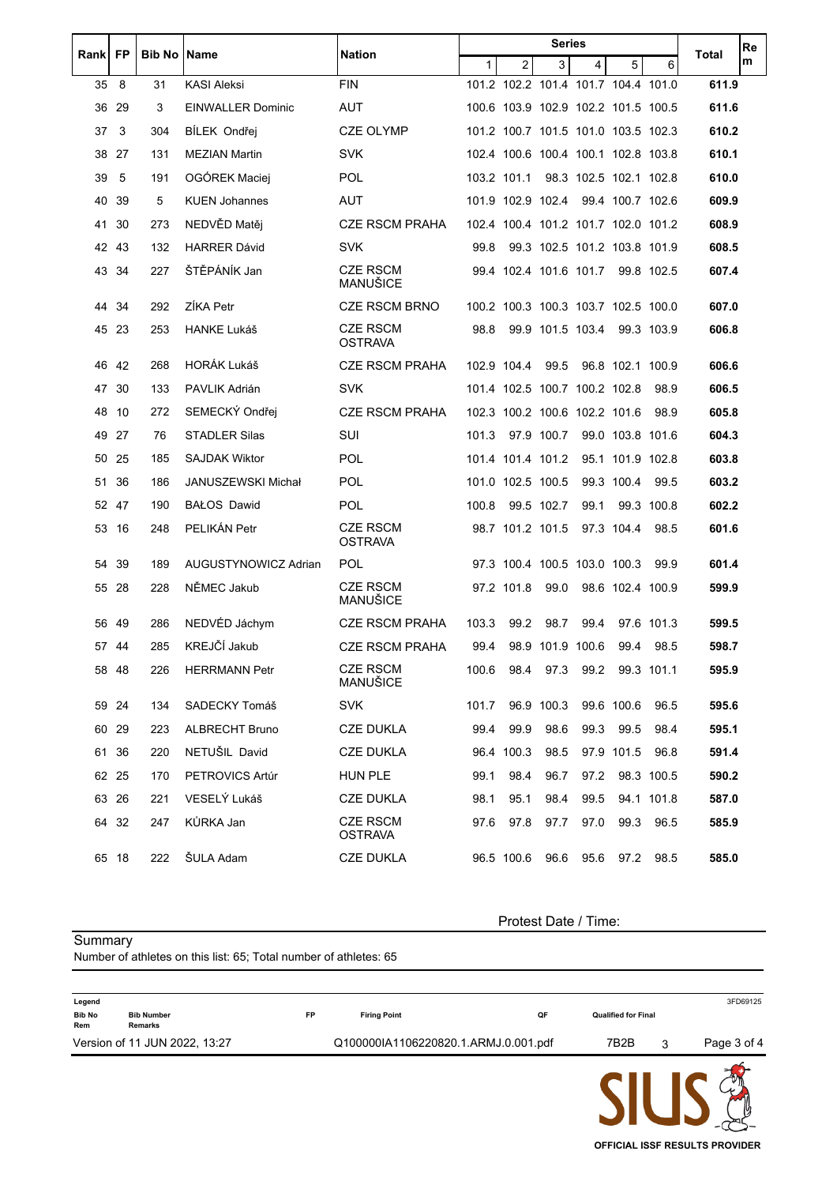| Rank | FP | Bib No | Name | Nation | Series | | | | | | Total | Rem |
|---|---|---|---|---|---|---|---|---|---|---|---|---|
| | | | | | 1 | 2 | 3 | 4 | 5 | 6 | | |
| 35 | 8 | 31 | KASI Aleksi | FIN | 101.2 | 102.2 | 101.4 | 101.7 | 104.4 | 101.0 | **611.9** | |
| 36 | 29 | 3 | EINWALLER Dominic | AUT | 100.6 | 103.9 | 102.9 | 102.2 | 101.5 | 100.5 | **611.6** | |
| 37 | 3 | 304 | BÍLEK Ondřej | CZE OLYMP | 101.2 | 100.7 | 101.5 | 101.0 | 103.5 | 102.3 | **610.2** | |
| 38 | 27 | 131 | MEZIAN Martin | SVK | 102.4 | 100.6 | 100.4 | 100.1 | 102.8 | 103.8 | **610.1** | |
| 39 | 5 | 191 | OGÓREK Maciej | POL | 103.2 | 101.1 | 98.3 | 102.5 | 102.1 | 102.8 | **610.0** | |
| 40 | 39 | 5 | KUEN Johannes | AUT | 101.9 | 102.9 | 102.4 | 99.4 | 100.7 | 102.6 | **609.9** | |
| 41 | 30 | 273 | NEDVĚD Matěj | CZE RSCM PRAHA | 102.4 | 100.4 | 101.2 | 101.7 | 102.0 | 101.2 | **608.9** | |
| 42 | 43 | 132 | HARRER Dávid | SVK | 99.8 | 99.3 | 102.5 | 101.2 | 103.8 | 101.9 | **608.5** | |
| 43 | 34 | 227 | ŠTĚPÁNÍK Jan | CZE RSCM MANUŠICE | 99.4 | 102.4 | 101.6 | 101.7 | 99.8 | 102.5 | **607.4** | |
| 44 | 34 | 292 | ZÍKA Petr | CZE RSCM BRNO | 100.2 | 100.3 | 100.3 | 103.7 | 102.5 | 100.0 | **607.0** | |
| 45 | 23 | 253 | HANKE Lukáš | CZE RSCM OSTRAVA | 98.8 | 99.9 | 101.5 | 103.4 | 99.3 | 103.9 | **606.8** | |
| 46 | 42 | 268 | HORÁK Lukáš | CZE RSCM PRAHA | 102.9 | 104.4 | 99.5 | 96.8 | 102.1 | 100.9 | **606.6** | |
| 47 | 30 | 133 | PAVLIK Adrián | SVK | 101.4 | 102.5 | 100.7 | 100.2 | 102.8 | 98.9 | **606.5** | |
| 48 | 10 | 272 | SEMECKÝ Ondřej | CZE RSCM PRAHA | 102.3 | 100.2 | 100.6 | 102.2 | 101.6 | 98.9 | **605.8** | |
| 49 | 27 | 76 | STADLER Silas | SUI | 101.3 | 97.9 | 100.7 | 99.0 | 103.8 | 101.6 | **604.3** | |
| 50 | 25 | 185 | SAJDAK Wiktor | POL | 101.4 | 101.4 | 101.2 | 95.1 | 101.9 | 102.8 | **603.8** | |
| 51 | 36 | 186 | JANUSZEWSKI Michał | POL | 101.0 | 102.5 | 100.5 | 99.3 | 100.4 | 99.5 | **603.2** | |
| 52 | 47 | 190 | BAŁOS Dawid | POL | 100.8 | 99.5 | 102.7 | 99.1 | 99.3 | 100.8 | **602.2** | |
| 53 | 16 | 248 | PELIKÁN Petr | CZE RSCM OSTRAVA | 98.7 | 101.2 | 101.5 | 97.3 | 104.4 | 98.5 | **601.6** | |
| 54 | 39 | 189 | AUGUSTYNOWICZ Adrian | POL | 97.3 | 100.4 | 100.5 | 103.0 | 100.3 | 99.9 | **601.4** | |
| 55 | 28 | 228 | NĚMEC Jakub | CZE RSCM MANUŠICE | 97.2 | 101.8 | 99.0 | 98.6 | 102.4 | 100.9 | **599.9** | |
| 56 | 49 | 286 | NEDVĚD Jáchym | CZE RSCM PRAHA | 103.3 | 99.2 | 98.7 | 99.4 | 97.6 | 101.3 | **599.5** | |
| 57 | 44 | 285 | KREJČÍ Jakub | CZE RSCM PRAHA | 99.4 | 98.9 | 101.9 | 100.6 | 99.4 | 98.5 | **598.7** | |
| 58 | 48 | 226 | HERRMANN Petr | CZE RSCM MANUŠICE | 100.6 | 98.4 | 97.3 | 99.2 | 99.3 | 101.1 | **595.9** | |
| 59 | 24 | 134 | SADECKY Tomáš | SVK | 101.7 | 96.9 | 100.3 | 99.6 | 100.6 | 96.5 | **595.6** | |
| 60 | 29 | 223 | ALBRECHT Bruno | CZE DUKLA | 99.4 | 99.9 | 98.6 | 99.3 | 99.5 | 98.4 | **595.1** | |
| 61 | 36 | 220 | NETUŠIL David | CZE DUKLA | 96.4 | 100.3 | 98.5 | 97.9 | 101.5 | 96.8 | **591.4** | |
| 62 | 25 | 170 | PETROVICS Artúr | HUN PLE | 99.1 | 98.4 | 96.7 | 97.2 | 98.3 | 100.5 | **590.2** | |
| 63 | 26 | 221 | VESELÝ Lukáš | CZE DUKLA | 98.1 | 95.1 | 98.4 | 99.5 | 94.1 | 101.8 | **587.0** | |
| 64 | 32 | 247 | KŮRKA Jan | CZE RSCM OSTRAVA | 97.6 | 97.8 | 97.7 | 97.0 | 99.3 | 96.5 | **585.9** | |
| 65 | 18 | 222 | ŠULA Adam | CZE DUKLA | 96.5 | 100.6 | 96.6 | 95.6 | 97.2 | 98.5 | **585.0** | |

Protest Date / Time:

Summary

Number of athletes on this list: 65; Total number of athletes: 65

**Legend**

| | | | | | |
|---|---|---|---|---|---|
| Bib No | Bib Number | FP | Firing Point | QF | Qualified for Final |
| Rem | Remarks | | | | |

3FD69125

Version of 11 JUN 2022, 13:27 — Q100000IA1106220820.1.ARMJ.0.001.pdf — 7B2B 3

OFFICIAL ISSF RESULTS PROVIDER